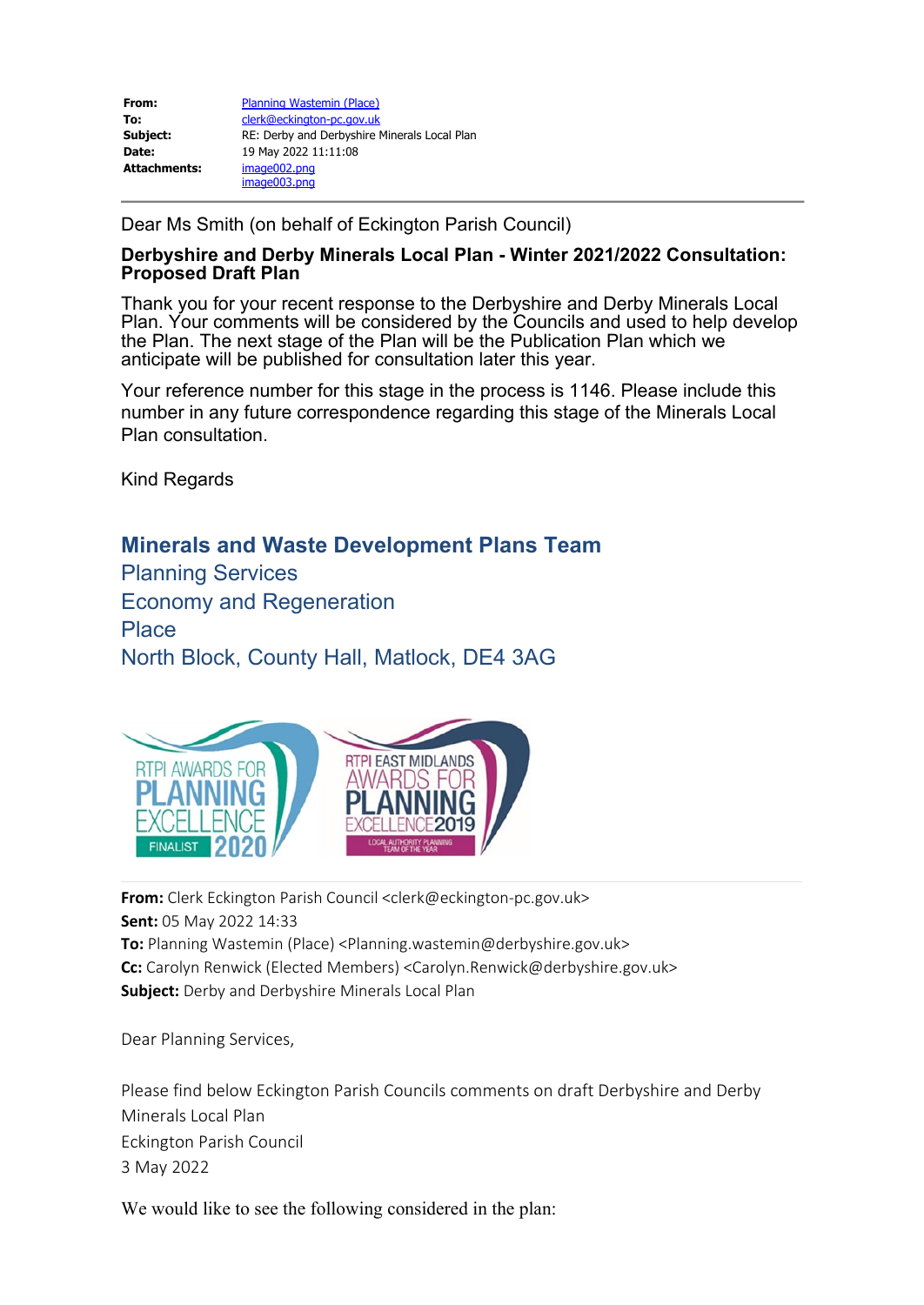| | |
|---|---|
| **From:** | Planning Wastemin (Place) |
| **To:** | clerk@eckington-pc.gov.uk |
| **Subject:** | RE: Derby and Derbyshire Minerals Local Plan |
| **Date:** | 19 May 2022 11:11:08 |
| **Attachments:** | image002.png<br>image003.png |

---

Dear Ms Smith (on behalf of Eckington Parish Council)

**Derbyshire and Derby Minerals Local Plan - Winter 2021/2022 Consultation: Proposed Draft Plan**

Thank you for your recent response to the Derbyshire and Derby Minerals Local Plan. Your comments will be considered by the Councils and used to help develop the Plan. The next stage of the Plan will be the Publication Plan which we anticipate will be published for consultation later this year.

Your reference number for this stage in the process is 1146. Please include this number in any future correspondence regarding this stage of the Minerals Local Plan consultation.

Kind Regards

**Minerals and Waste Development Plans Team**
Planning Services
Economy and Regeneration
Place
North Block, County Hall, Matlock, DE4 3AG

RTPI AWARDS FOR PLANNING EXCELLENCE FINALIST 2020

RTPI EAST MIDLANDS AWARDS FOR PLANNING EXCELLENCE 2019 LOCAL AUTHORITY PLANNING TEAM OF THE YEAR

---

**From:** Clerk Eckington Parish Council <clerk@eckington-pc.gov.uk>
**Sent:** 05 May 2022 14:33
**To:** Planning Wastemin (Place) <Planning.wastemin@derbyshire.gov.uk>
**Cc:** Carolyn Renwick (Elected Members) <Carolyn.Renwick@derbyshire.gov.uk>
**Subject:** Derby and Derbyshire Minerals Local Plan

Dear Planning Services,

Please find below Eckington Parish Councils comments on draft Derbyshire and Derby Minerals Local Plan
Eckington Parish Council
3 May 2022

We would like to see the following considered in the plan: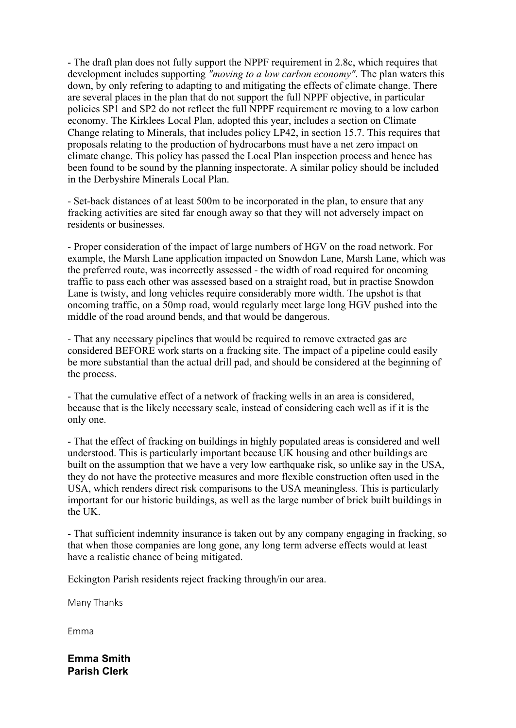- The draft plan does not fully support the NPPF requirement in 2.8c, which requires that development includes supporting *"moving to a low carbon economy"*. The plan waters this down, by only refering to adapting to and mitigating the effects of climate change. There are several places in the plan that do not support the full NPPF objective, in particular policies SP1 and SP2 do not reflect the full NPPF requirement re moving to a low carbon economy. The Kirklees Local Plan, adopted this year, includes a section on Climate Change relating to Minerals, that includes policy LP42, in section 15.7. This requires that proposals relating to the production of hydrocarbons must have a net zero impact on climate change. This policy has passed the Local Plan inspection process and hence has been found to be sound by the planning inspectorate. A similar policy should be included in the Derbyshire Minerals Local Plan.

- Set-back distances of at least 500m to be incorporated in the plan, to ensure that any fracking activities are sited far enough away so that they will not adversely impact on residents or businesses.

- Proper consideration of the impact of large numbers of HGV on the road network. For example, the Marsh Lane application impacted on Snowdon Lane, Marsh Lane, which was the preferred route, was incorrectly assessed - the width of road required for oncoming traffic to pass each other was assessed based on a straight road, but in practise Snowdon Lane is twisty, and long vehicles require considerably more width. The upshot is that oncoming traffic, on a 50mp road, would regularly meet large long HGV pushed into the middle of the road around bends, and that would be dangerous.

- That any necessary pipelines that would be required to remove extracted gas are considered BEFORE work starts on a fracking site. The impact of a pipeline could easily be more substantial than the actual drill pad, and should be considered at the beginning of the process.

- That the cumulative effect of a network of fracking wells in an area is considered, because that is the likely necessary scale, instead of considering each well as if it is the only one.

- That the effect of fracking on buildings in highly populated areas is considered and well understood. This is particularly important because UK housing and other buildings are built on the assumption that we have a very low earthquake risk, so unlike say in the USA, they do not have the protective measures and more flexible construction often used in the USA, which renders direct risk comparisons to the USA meaningless. This is particularly important for our historic buildings, as well as the large number of brick built buildings in the UK.

- That sufficient indemnity insurance is taken out by any company engaging in fracking, so that when those companies are long gone, any long term adverse effects would at least have a realistic chance of being mitigated.

Eckington Parish residents reject fracking through/in our area.

Many Thanks

Emma

**Emma Smith**
**Parish Clerk**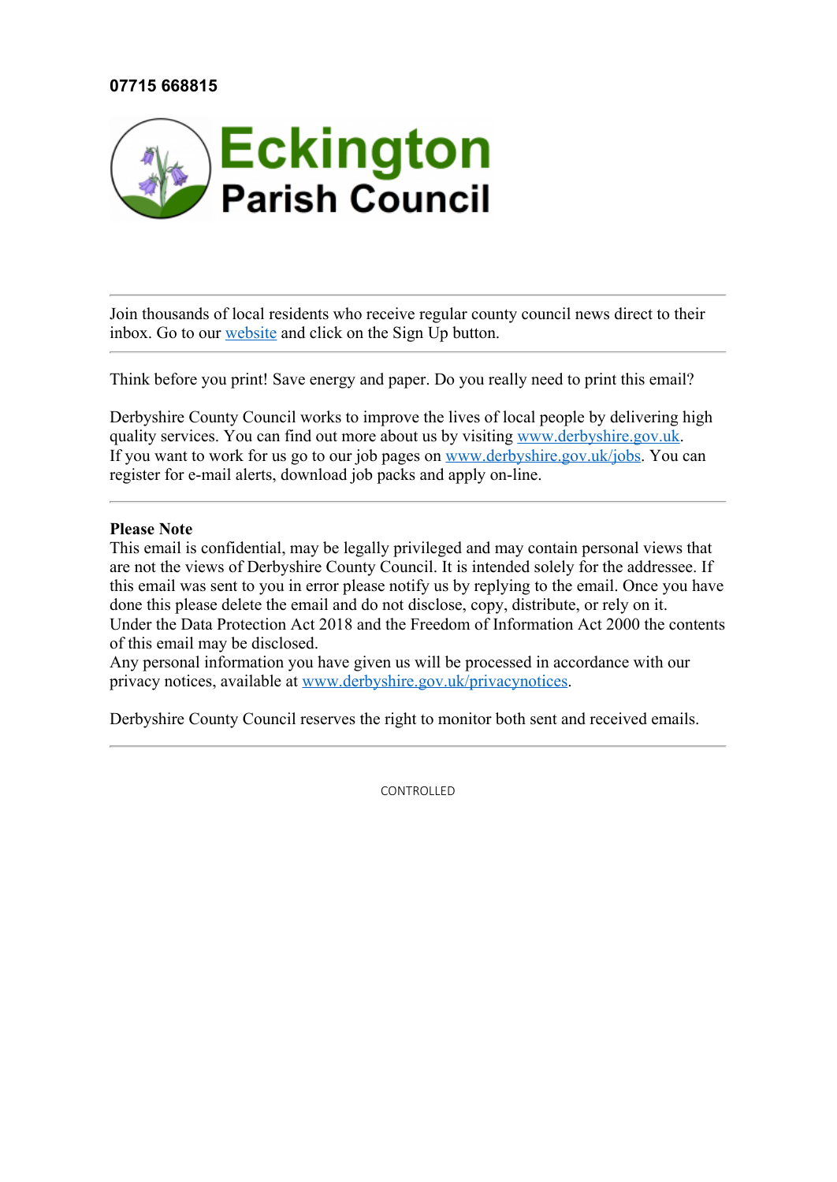**07715 668815**

Eckington Parish Council

---

Join thousands of local residents who receive regular county council news direct to their inbox. Go to our website and click on the Sign Up button.

---

Think before you print! Save energy and paper. Do you really need to print this email?

Derbyshire County Council works to improve the lives of local people by delivering high quality services. You can find out more about us by visiting www.derbyshire.gov.uk.
If you want to work for us go to our job pages on www.derbyshire.gov.uk/jobs. You can register for e-mail alerts, download job packs and apply on-line.

---

**Please Note**
This email is confidential, may be legally privileged and may contain personal views that are not the views of Derbyshire County Council. It is intended solely for the addressee. If this email was sent to you in error please notify us by replying to the email. Once you have done this please delete the email and do not disclose, copy, distribute, or rely on it.
Under the Data Protection Act 2018 and the Freedom of Information Act 2000 the contents of this email may be disclosed.
Any personal information you have given us will be processed in accordance with our privacy notices, available at www.derbyshire.gov.uk/privacynotices.

Derbyshire County Council reserves the right to monitor both sent and received emails.

---

CONTROLLED